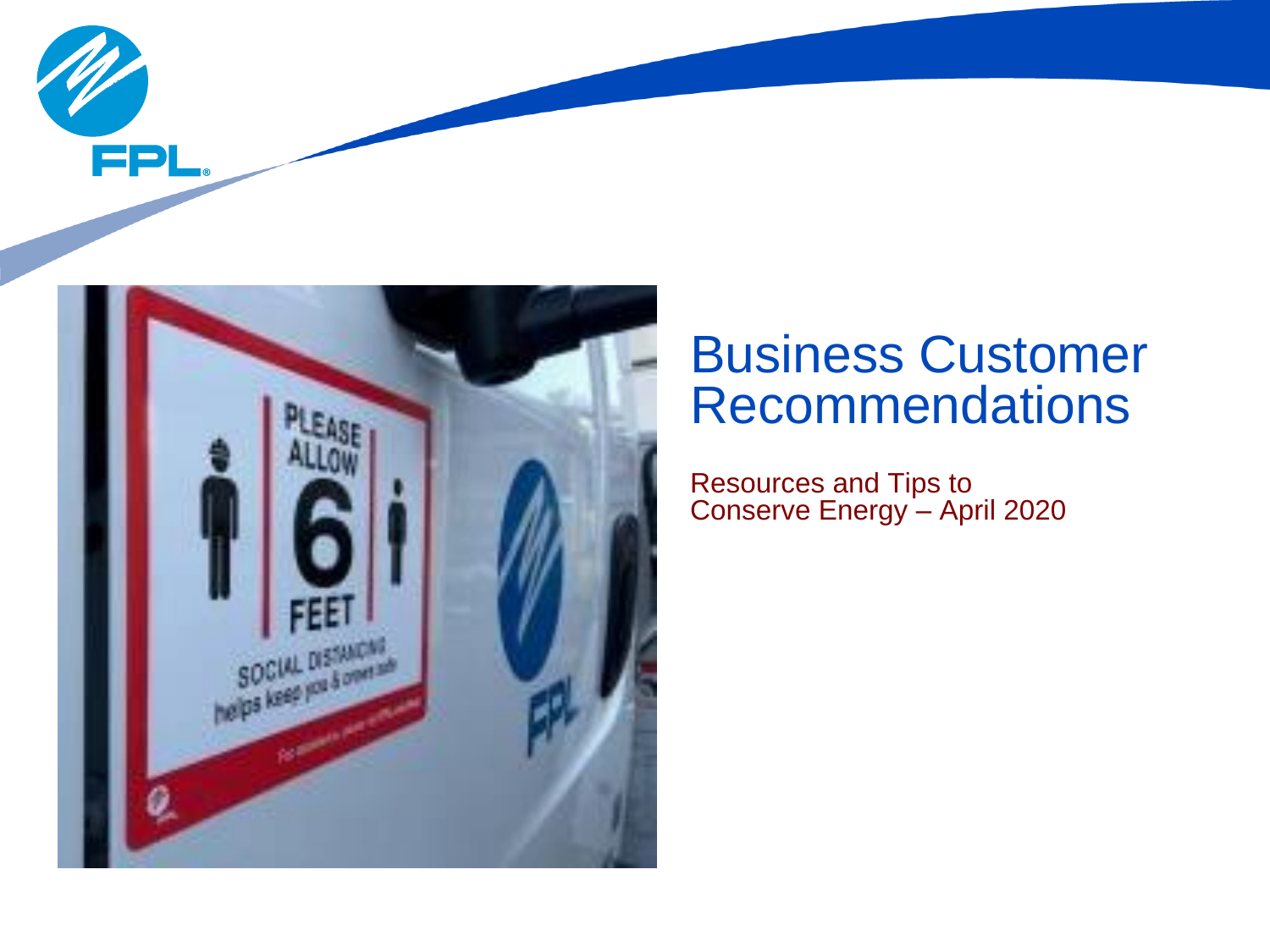# Business Customer Recommendations

Resources and Tips to Conserve Energy – April 2020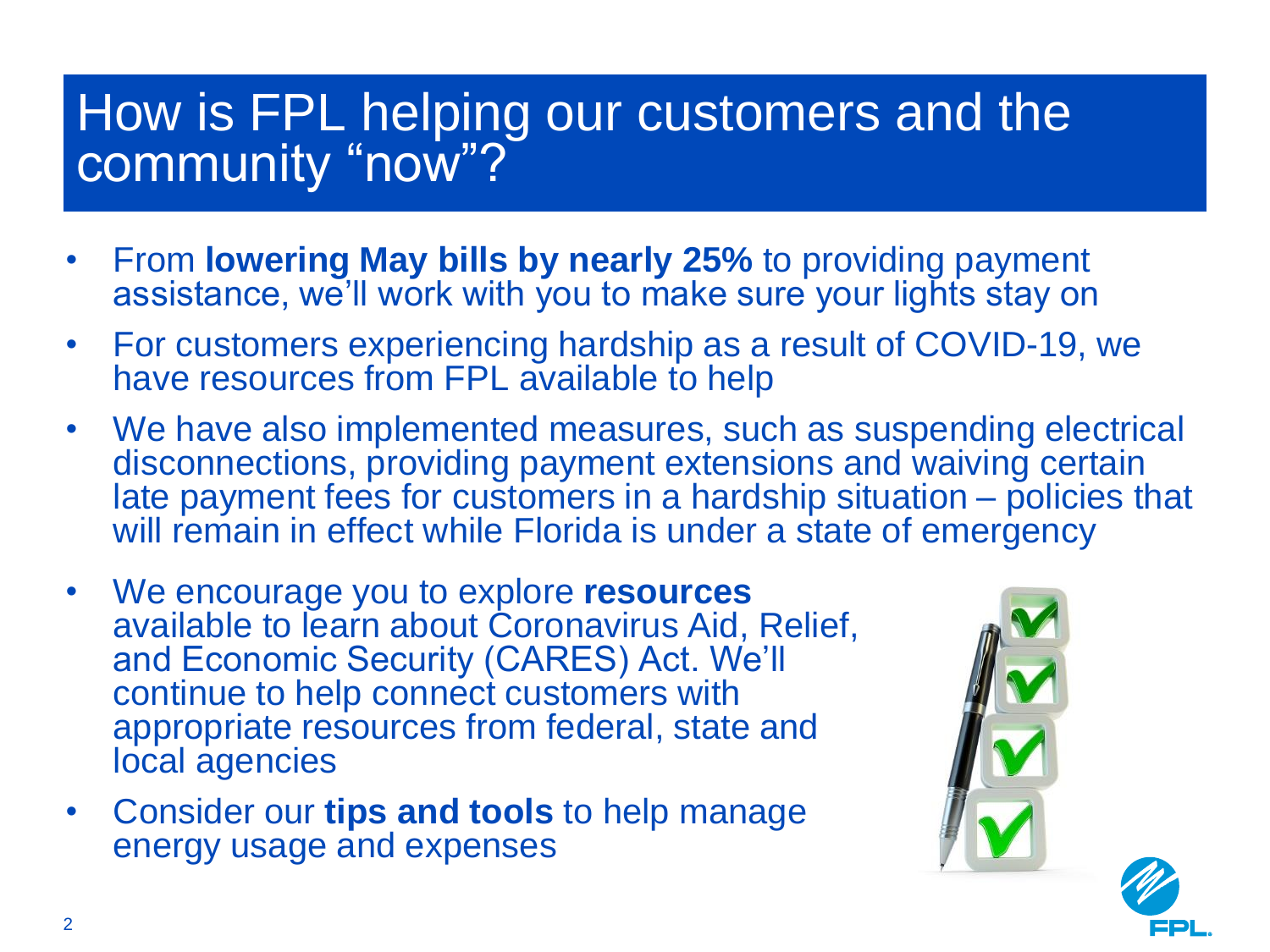# How is FPL helping our customers and the community "now"?

- From **lowering May bills by nearly 25%** to providing payment assistance, we'll work with you to make sure your lights stay on
- For customers experiencing hardship as a result of COVID-19, we have resources from FPL available to help
- We have also implemented measures, such as suspending electrical disconnections, providing payment extensions and waiving certain late payment fees for customers in a hardship situation – policies that will remain in effect while Florida is under a state of emergency
- We encourage you to explore **resources** available to learn about Coronavirus Aid, Relief, and Economic Security (CARES) Act. We'll continue to help connect customers with appropriate resources from federal, state and local agencies
- Consider our **tips and tools** to help manage energy usage and expenses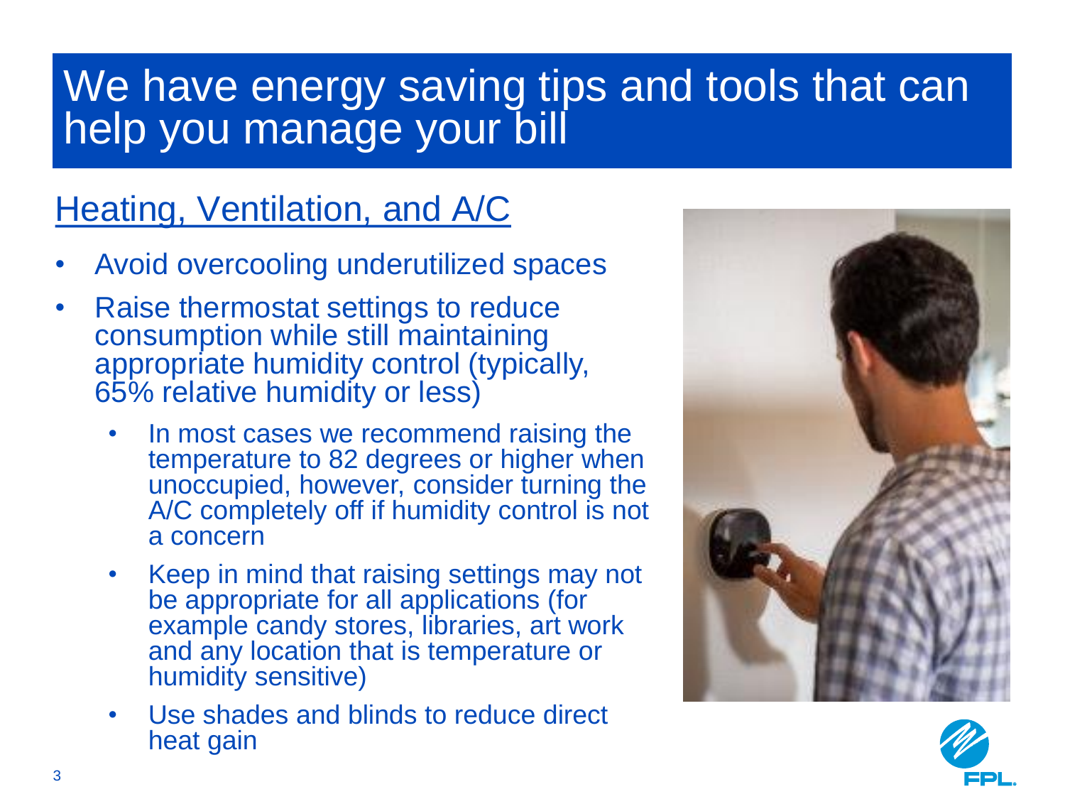# We have energy saving tips and tools that can help you manage your bill

## Heating, Ventilation, and A/C

- Avoid overcooling underutilized spaces
- Raise thermostat settings to reduce consumption while still maintaining appropriate humidity control (typically, 65% relative humidity or less)
  - In most cases we recommend raising the temperature to 82 degrees or higher when unoccupied, however, consider turning the A/C completely off if humidity control is not a concern
  - Keep in mind that raising settings may not be appropriate for all applications (for example candy stores, libraries, art work and any location that is temperature or humidity sensitive)
  - Use shades and blinds to reduce direct heat gain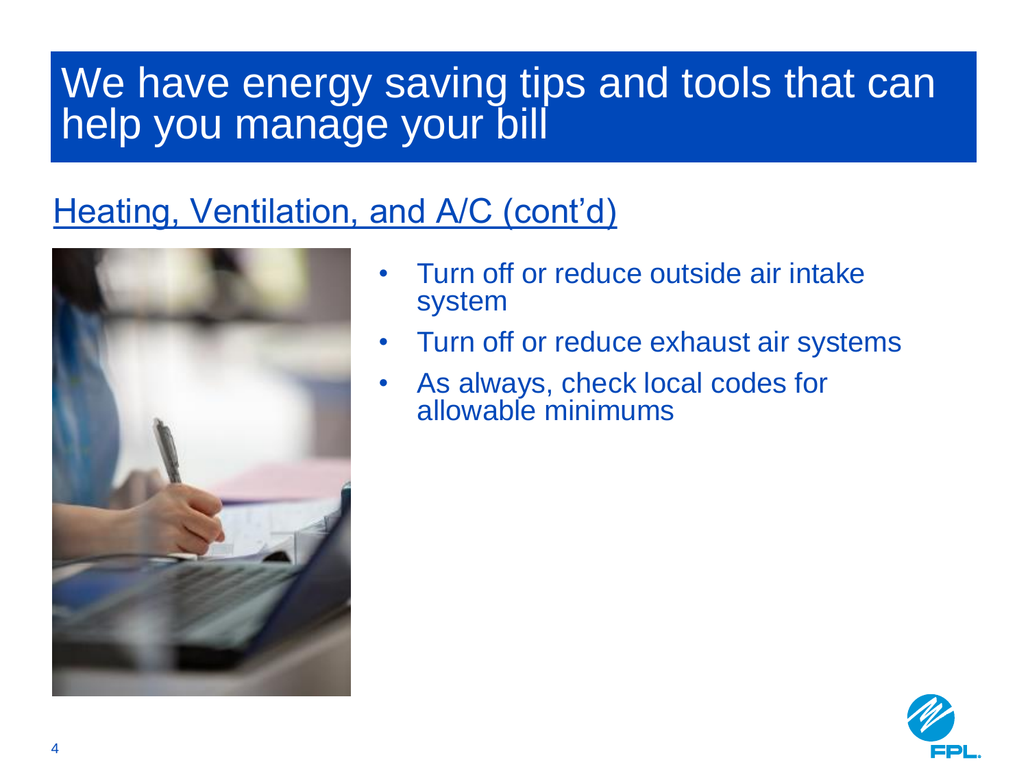# We have energy saving tips and tools that can help you manage your bill

## Heating, Ventilation, and A/C (cont'd)

- Turn off or reduce outside air intake system
- Turn off or reduce exhaust air systems
- As always, check local codes for allowable minimums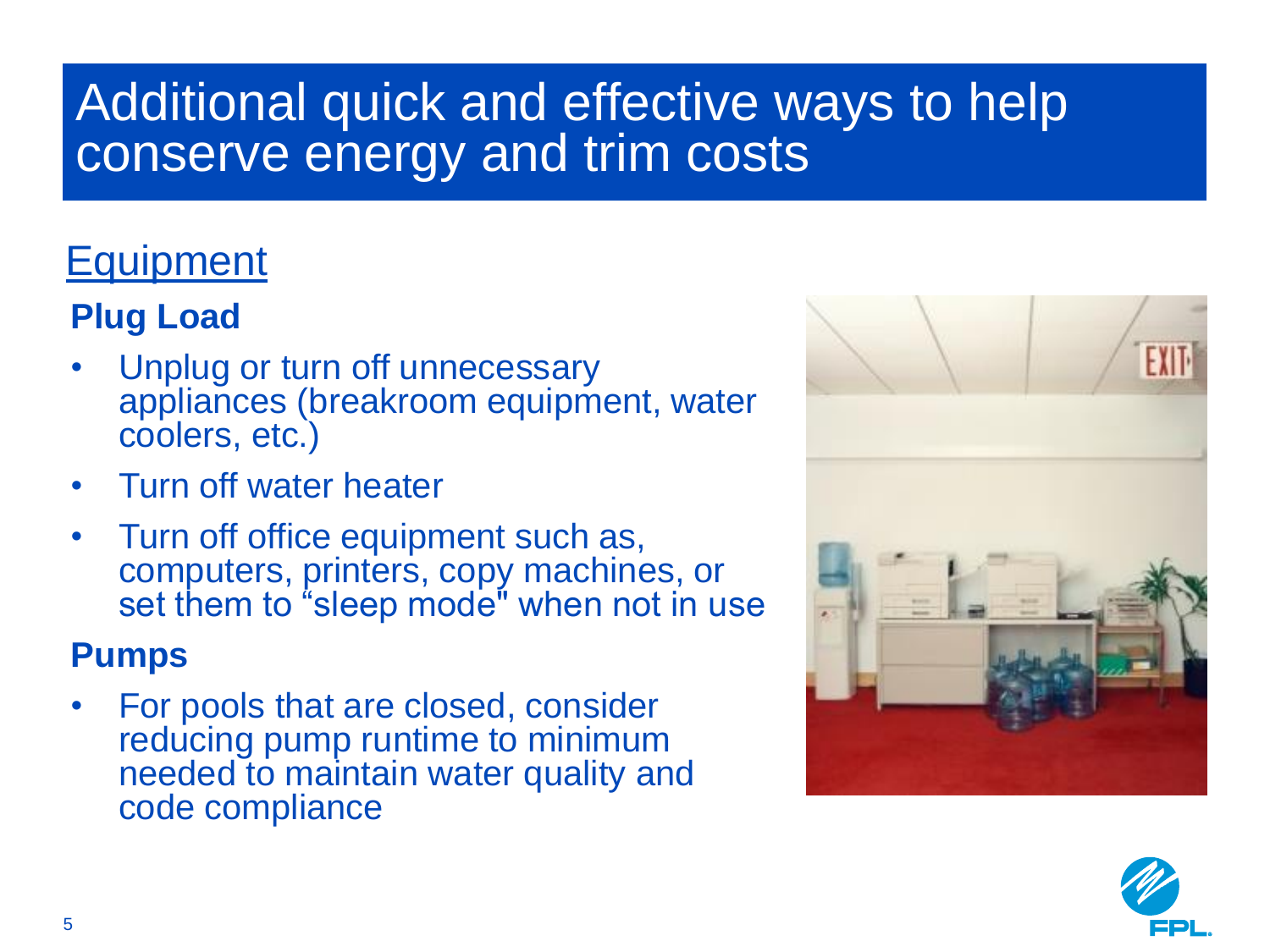# Additional quick and effective ways to help conserve energy and trim costs

## Equipment

### Plug Load

- Unplug or turn off unnecessary appliances (breakroom equipment, water coolers, etc.)
- Turn off water heater
- Turn off office equipment such as, computers, printers, copy machines, or set them to "sleep mode" when not in use

### Pumps

- For pools that are closed, consider reducing pump runtime to minimum needed to maintain water quality and code compliance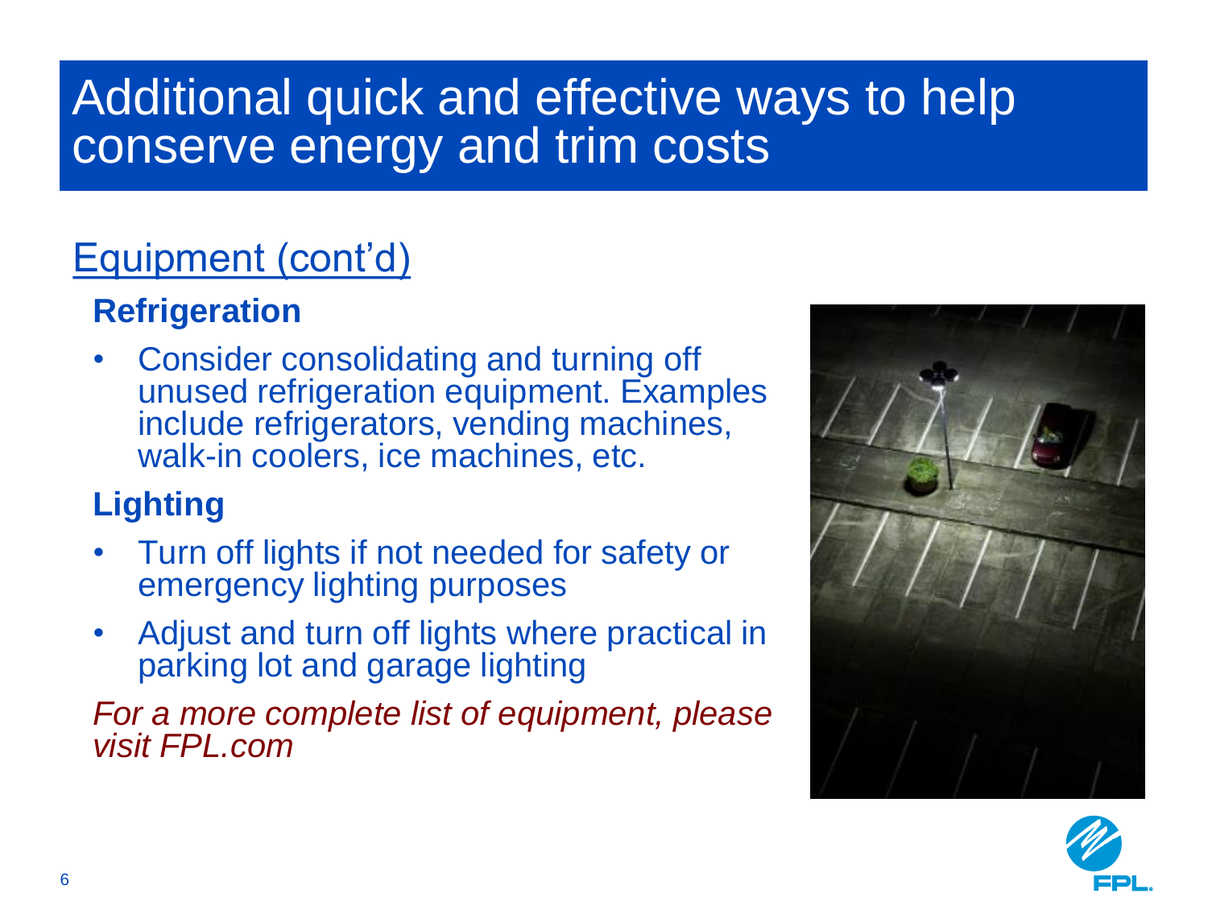# Additional quick and effective ways to help conserve energy and trim costs

## Equipment (cont'd)

### Refrigeration

- Consider consolidating and turning off unused refrigeration equipment. Examples include refrigerators, vending machines, walk-in coolers, ice machines, etc.

### Lighting

- Turn off lights if not needed for safety or emergency lighting purposes
- Adjust and turn off lights where practical in parking lot and garage lighting

*For a more complete list of equipment, please visit FPL.com*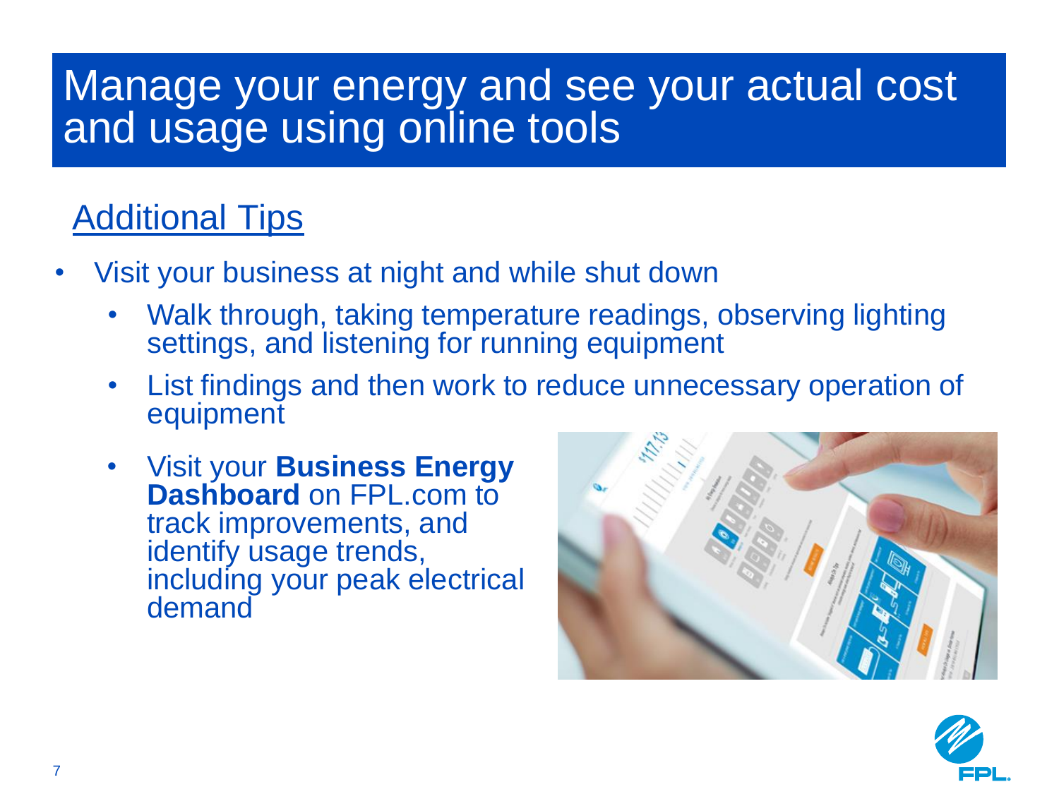# Manage your energy and see your actual cost and usage using online tools

## Additional Tips

- Visit your business at night and while shut down
  - Walk through, taking temperature readings, observing lighting settings, and listening for running equipment
  - List findings and then work to reduce unnecessary operation of equipment
  - Visit your **Business Energy Dashboard** on FPL.com to track improvements, and identify usage trends, including your peak electrical demand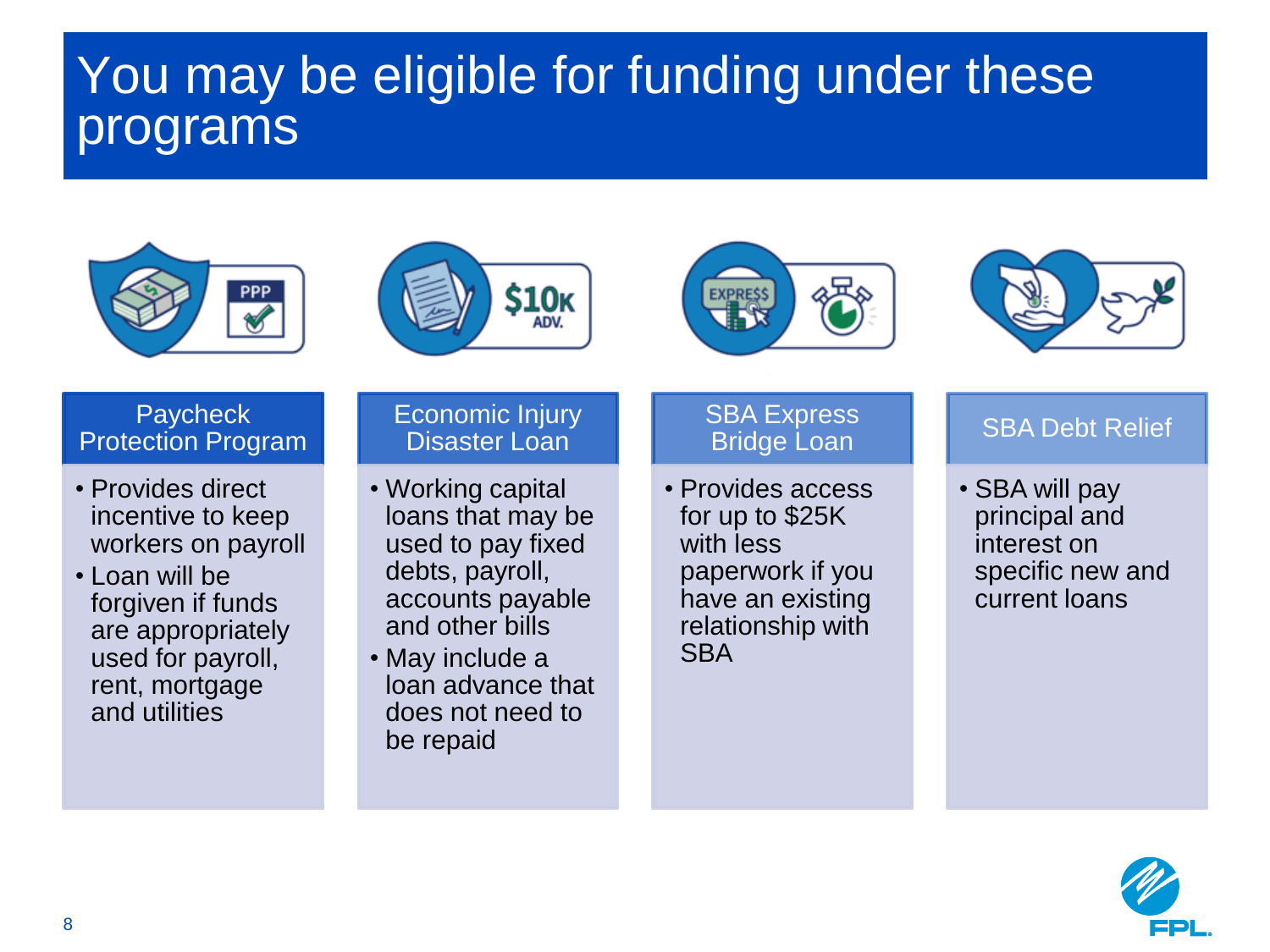# You may be eligible for funding under these programs

## Paycheck Protection Program

- Provides direct incentive to keep workers on payroll
- Loan will be forgiven if funds are appropriately used for payroll, rent, mortgage and utilities

## Economic Injury Disaster Loan

- Working capital loans that may be used to pay fixed debts, payroll, accounts payable and other bills
- May include a loan advance that does not need to be repaid

## SBA Express Bridge Loan

- Provides access for up to $25K with less paperwork if you have an existing relationship with SBA

## SBA Debt Relief

- SBA will pay principal and interest on specific new and current loans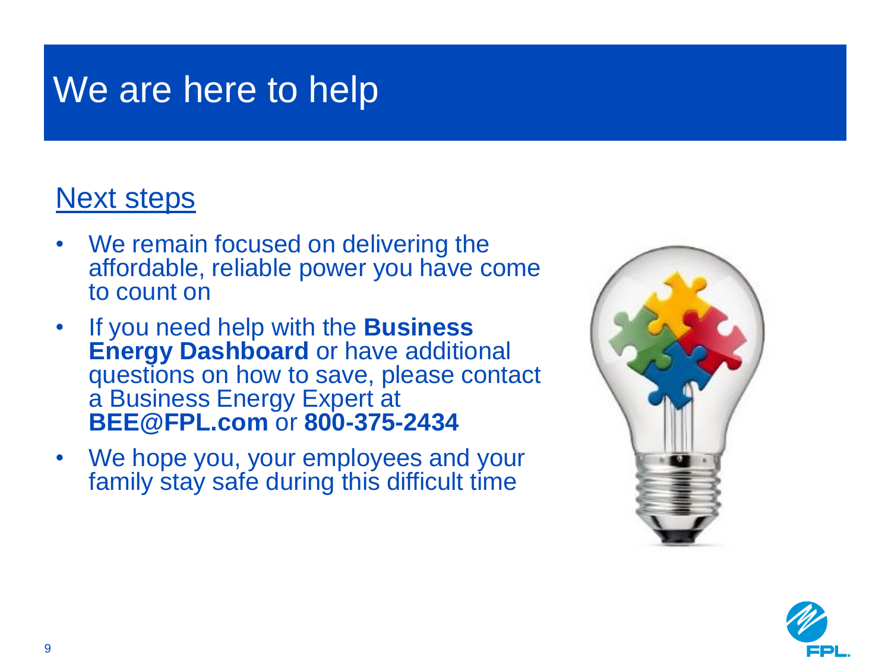# We are here to help

## Next steps

- We remain focused on delivering the affordable, reliable power you have come to count on
- If you need help with the **Business Energy Dashboard** or have additional questions on how to save, please contact a Business Energy Expert at **BEE@FPL.com** or **800-375-2434**
- We hope you, your employees and your family stay safe during this difficult time